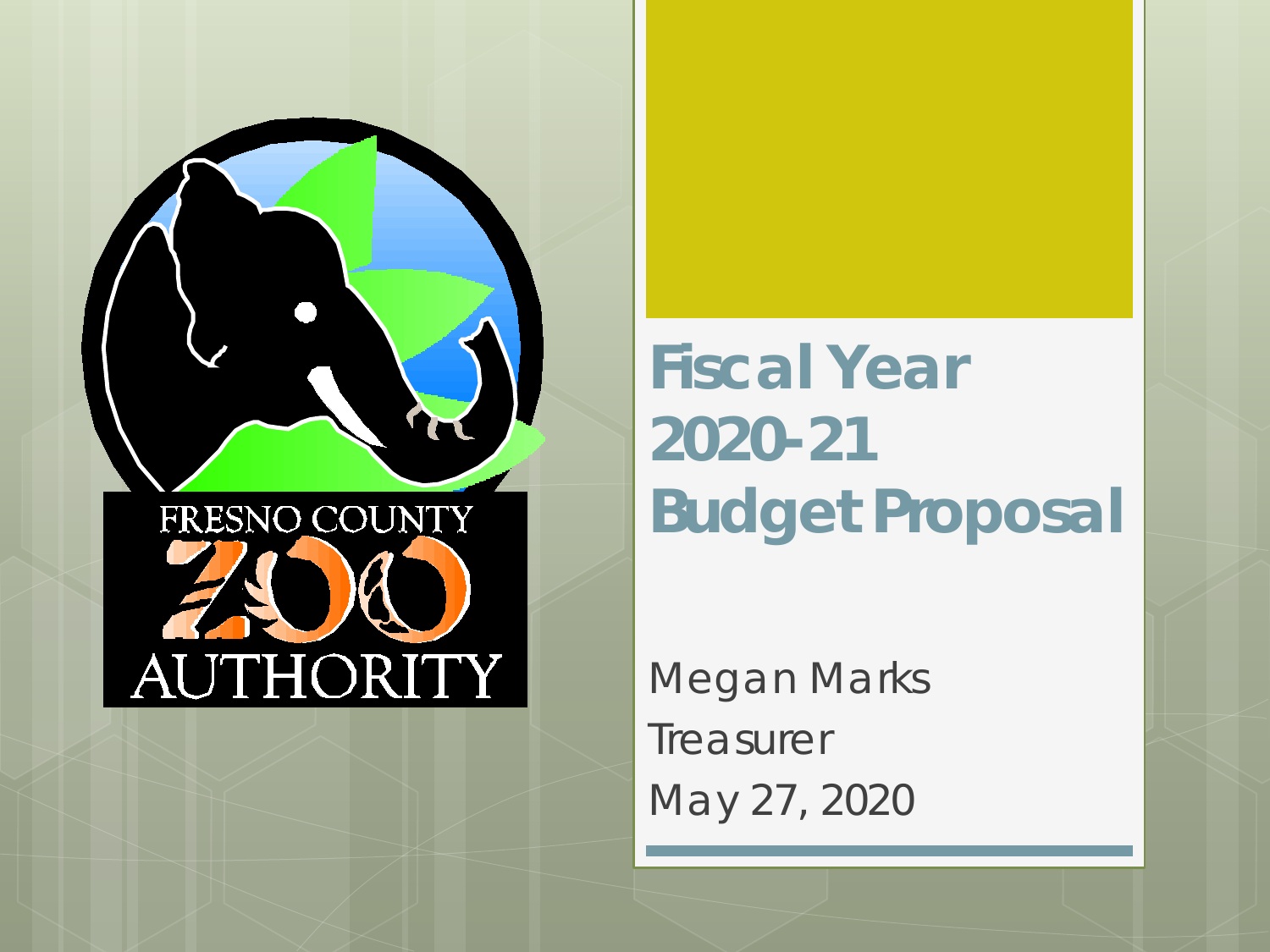FRESNO COUNTY ZOO AUTHORITY

# Fiscal Year 2020-21 Budget Proposal

Megan Marks

Treasurer

May 27, 2020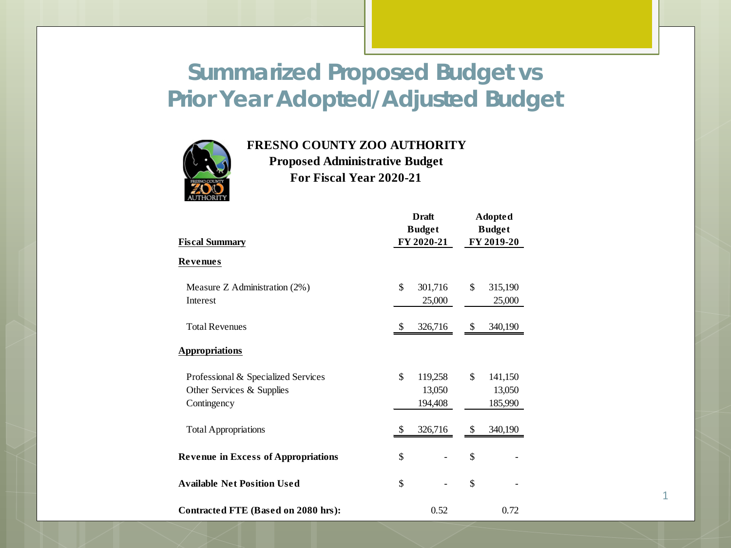# Summarized Proposed Budget vs Prior Year Adopted/Adjusted Budget

**FRESNO COUNTY ZOO AUTHORITY**
**Proposed Administrative Budget**
**For Fiscal Year 2020-21**

| **Fiscal Summary** | **Draft Budget FY 2020-21** | **Adopted Budget FY 2019-20** |
|---|---|---|
| **Revenues** | | |
| Measure Z Administration (2%) | $ 301,716 | $ 315,190 |
| Interest | 25,000 | 25,000 |
| Total Revenues | $ 326,716 | $ 340,190 |
| **Appropriations** | | |
| Professional & Specialized Services | $ 119,258 | $ 141,150 |
| Other Services & Supplies | 13,050 | 13,050 |
| Contingency | 194,408 | 185,990 |
| Total Appropriations | $ 326,716 | $ 340,190 |
| **Revenue in Excess of Appropriations** | $ - | $ - |
| **Available Net Position Used** | $ - | $ - |
| **Contracted FTE (Based on 2080 hrs):** | 0.52 | 0.72 |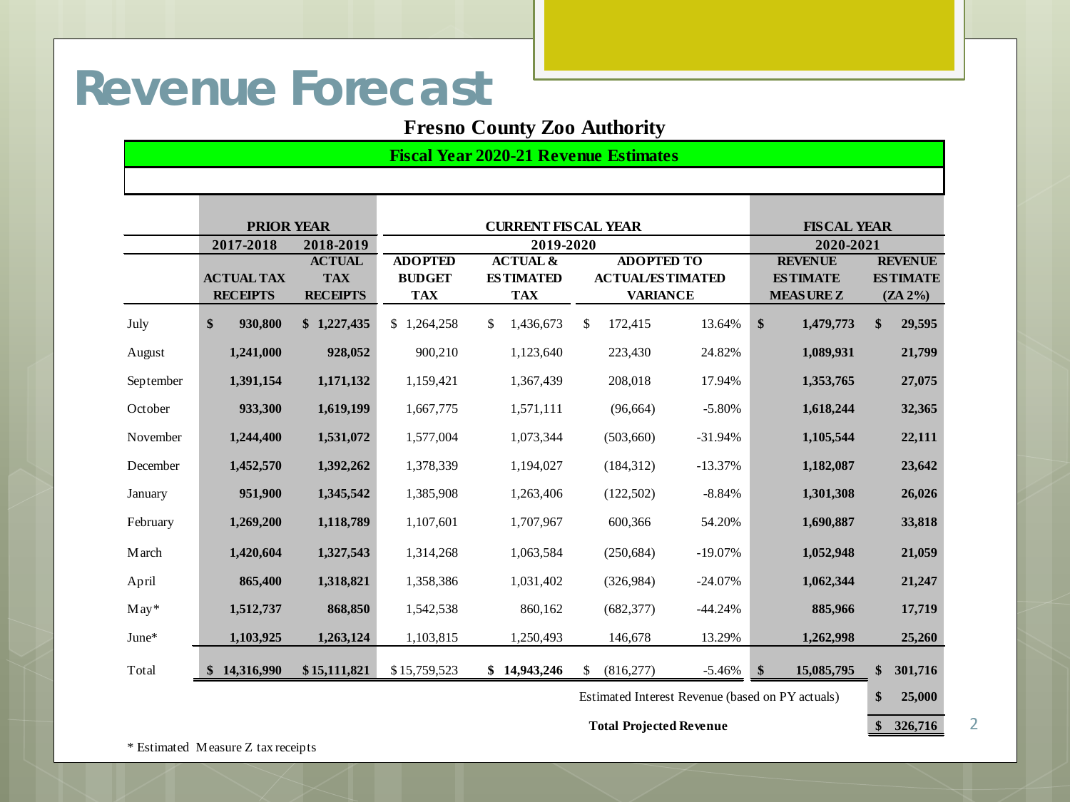# Revenue Forecast

## Fresno County Zoo Authority

### Fiscal Year 2020-21 Revenue Estimates

| | PRIOR YEAR | | CURRENT FISCAL YEAR | | | | FISCAL YEAR | |
|---|---|---|---|---|---|---|---|---|
| | 2017-2018 | 2018-2019 | 2019-2020 | | | | 2020-2021 | |
| | ACTUAL TAX RECEIPTS | ACTUAL TAX RECEIPTS | ADOPTED BUDGET TAX | ACTUAL & ESTIMATED TAX | ADOPTED TO ACTUAL/ESTIMATED VARIANCE | | REVENUE ESTIMATE MEASURE Z | REVENUE ESTIMATE (ZA 2%) |
| July | **$ 930,800** | **$ 1,227,435** | $ 1,264,258 | $ 1,436,673 | $ 172,415 | 13.64% | **$ 1,479,773** | **$ 29,595** |
| August | **1,241,000** | **928,052** | 900,210 | 1,123,640 | 223,430 | 24.82% | **1,089,931** | **21,799** |
| September | **1,391,154** | **1,171,132** | 1,159,421 | 1,367,439 | 208,018 | 17.94% | **1,353,765** | **27,075** |
| October | **933,300** | **1,619,199** | 1,667,775 | 1,571,111 | (96,664) | -5.80% | **1,618,244** | **32,365** |
| November | **1,244,400** | **1,531,072** | 1,577,004 | 1,073,344 | (503,660) | -31.94% | **1,105,544** | **22,111** |
| December | **1,452,570** | **1,392,262** | 1,378,339 | 1,194,027 | (184,312) | -13.37% | **1,182,087** | **23,642** |
| January | **951,900** | **1,345,542** | 1,385,908 | 1,263,406 | (122,502) | -8.84% | **1,301,308** | **26,026** |
| February | **1,269,200** | **1,118,789** | 1,107,601 | 1,707,967 | 600,366 | 54.20% | **1,690,887** | **33,818** |
| March | **1,420,604** | **1,327,543** | 1,314,268 | 1,063,584 | (250,684) | -19.07% | **1,052,948** | **21,059** |
| April | **865,400** | **1,318,821** | 1,358,386 | 1,031,402 | (326,984) | -24.07% | **1,062,344** | **21,247** |
| May* | **1,512,737** | **868,850** | 1,542,538 | 860,162 | (682,377) | -44.24% | **885,966** | **17,719** |
| June* | **1,103,925** | **1,263,124** | 1,103,815 | 1,250,493 | 146,678 | 13.29% | **1,262,998** | **25,260** |
| Total | **$ 14,316,990** | **$ 15,111,821** | $ 15,759,523 | **$ 14,943,246** | $ (816,277) | -5.46% | **$ 15,085,795** | **$ 301,716** |
| | | | | Estimated Interest Revenue (based on PY actuals) | | | | **$ 25,000** |
| | | | | **Total Projected Revenue** | | | | **$ 326,716** |

\* Estimated Measure Z tax receipts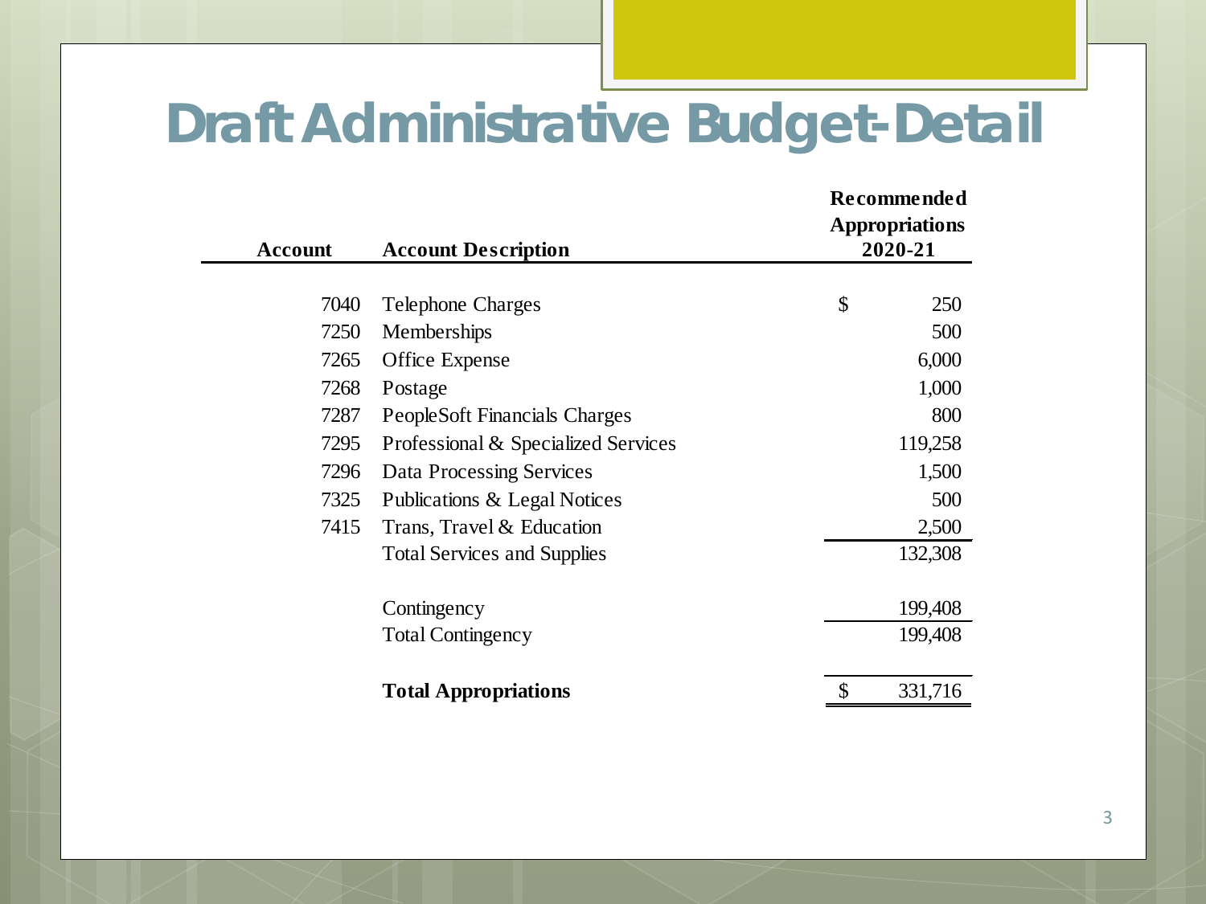# Draft Administrative Budget-Detail

| Account | Account Description | Recommended Appropriations 2020-21 |
|---|---|---|
| 7040 | Telephone Charges | $ 250 |
| 7250 | Memberships | 500 |
| 7265 | Office Expense | 6,000 |
| 7268 | Postage | 1,000 |
| 7287 | PeopleSoft Financials Charges | 800 |
| 7295 | Professional & Specialized Services | 119,258 |
| 7296 | Data Processing Services | 1,500 |
| 7325 | Publications & Legal Notices | 500 |
| 7415 | Trans, Travel & Education | 2,500 |
| | Total Services and Supplies | 132,308 |
| | Contingency | 199,408 |
| | Total Contingency | 199,408 |
| | **Total Appropriations** | $ 331,716 |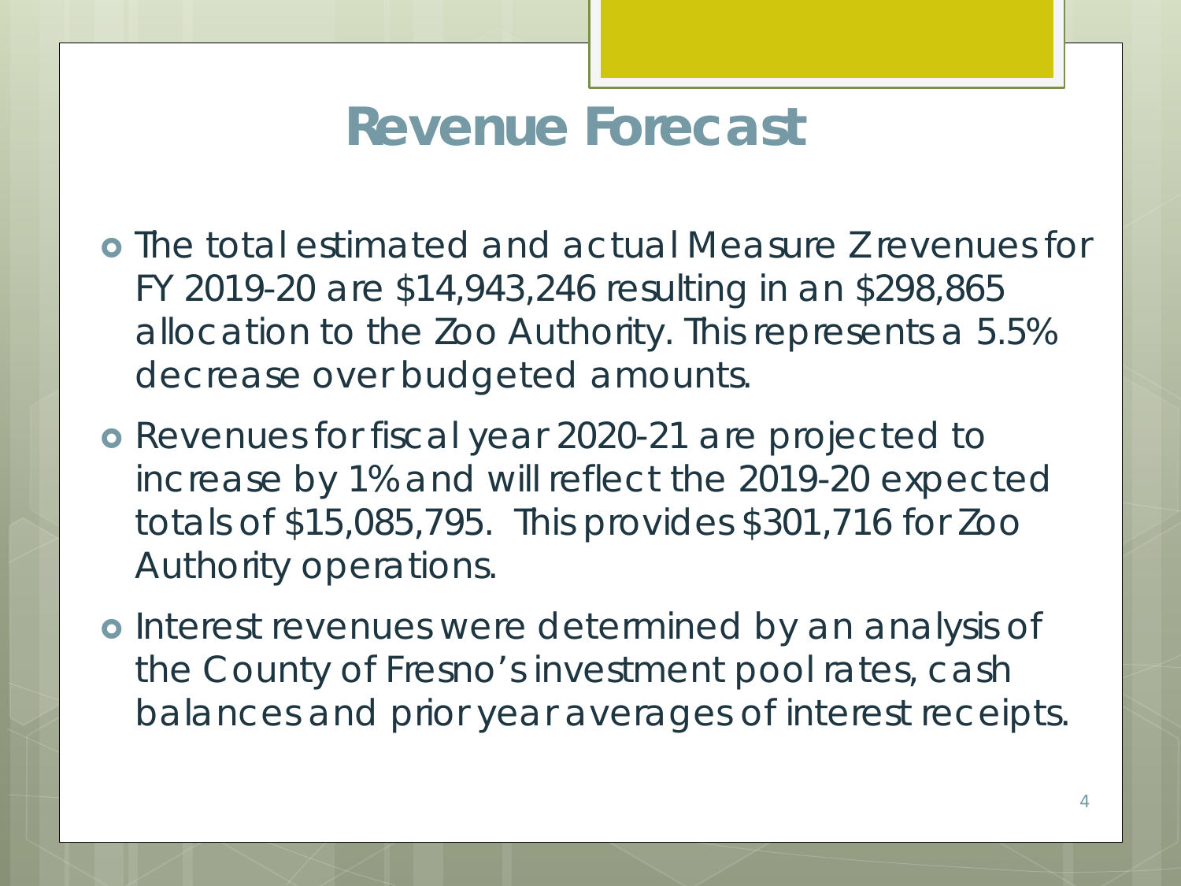# Revenue Forecast

- The total estimated and actual Measure Z revenues for FY 2019-20 are $14,943,246 resulting in an $298,865 allocation to the Zoo Authority. This represents a 5.5% decrease over budgeted amounts.
- Revenues for fiscal year 2020-21 are projected to increase by 1% and will reflect the 2019-20 expected totals of $15,085,795. This provides $301,716 for Zoo Authority operations.
- Interest revenues were determined by an analysis of the County of Fresno's investment pool rates, cash balances and prior year averages of interest receipts.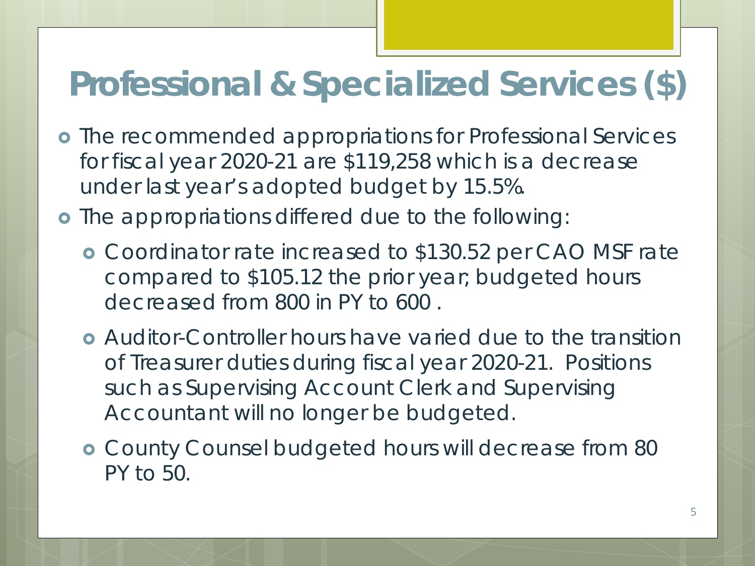# Professional & Specialized Services ($)

- The recommended appropriations for Professional Services for fiscal year 2020-21 are $119,258 which is a decrease under last year's adopted budget by 15.5%.
- The appropriations differed due to the following:
  - Coordinator rate increased to $130.52 per CAO MSF rate compared to $105.12 the prior year; budgeted hours decreased from 800 in PY to 600 .
  - Auditor-Controller hours have varied due to the transition of Treasurer duties during fiscal year 2020-21. Positions such as Supervising Account Clerk and Supervising Accountant will no longer be budgeted.
  - County Counsel budgeted hours will decrease from 80 PY to 50.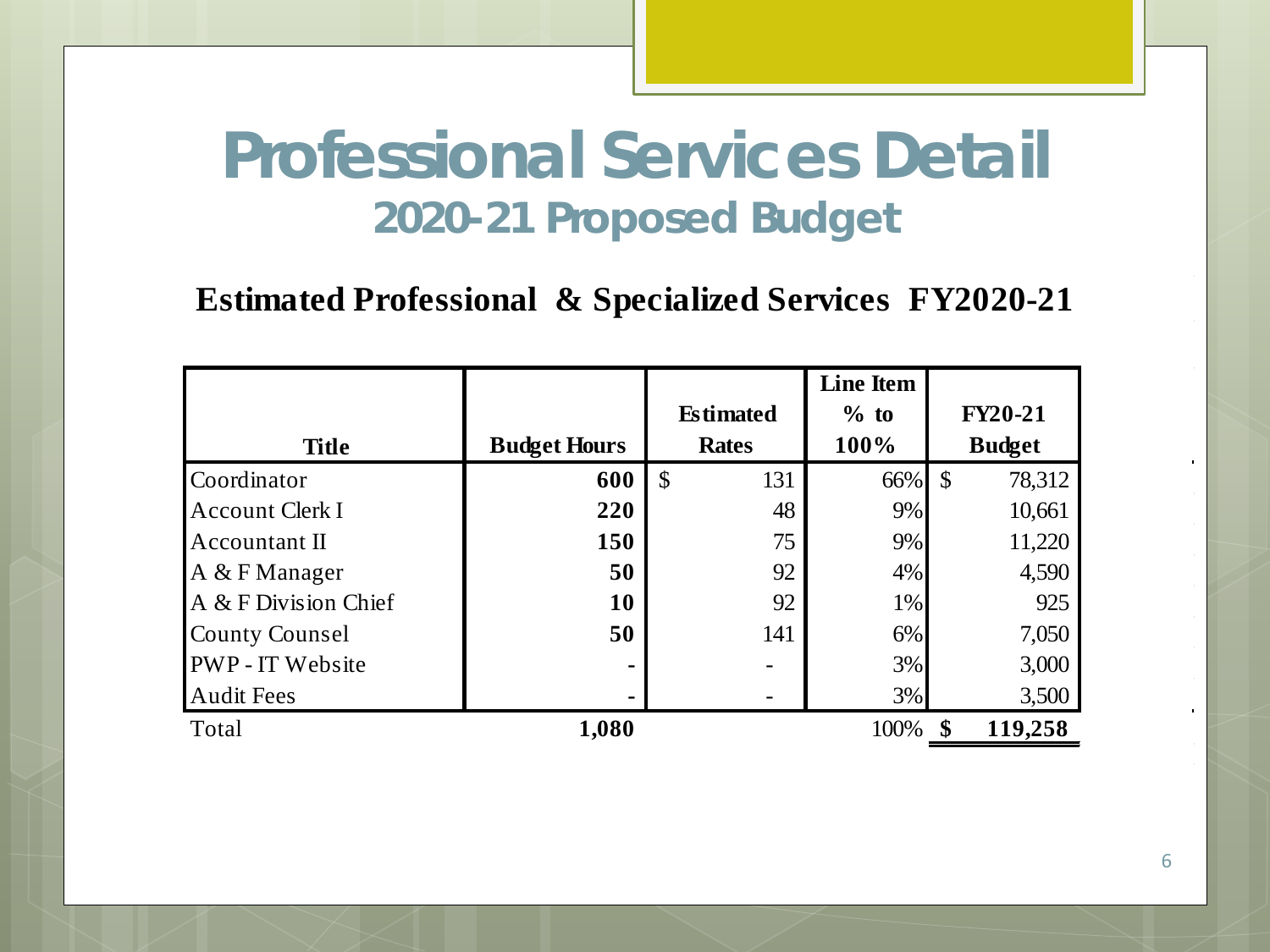# Professional Services Detail

## 2020-21 Proposed Budget

### Estimated Professional & Specialized Services FY2020-21

| Title | Budget Hours | Estimated Rates | Line Item % to 100% | FY20-21 Budget |
|---|---|---|---|---|
| Coordinator | **600** | $ 131 | 66% | $ 78,312 |
| Account Clerk I | **220** | 48 | 9% | 10,661 |
| Accountant II | **150** | 75 | 9% | 11,220 |
| A & F Manager | **50** | 92 | 4% | 4,590 |
| A & F Division Chief | **10** | 92 | 1% | 925 |
| County Counsel | **50** | 141 | 6% | 7,050 |
| PWP - IT Website | - | - | 3% | 3,000 |
| Audit Fees | - | - | 3% | 3,500 |
| Total | **1,080** | | 100% | **$ 119,258** |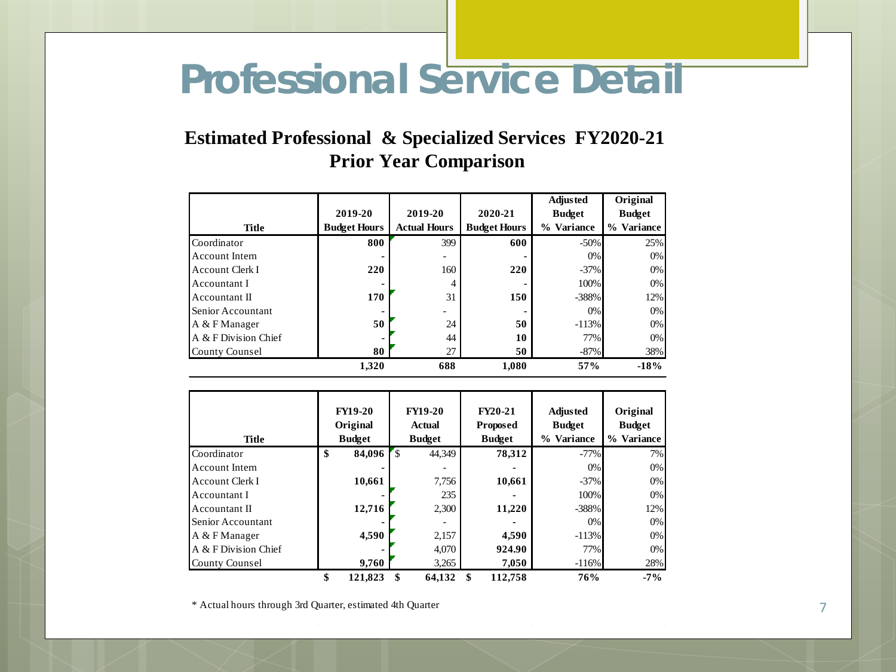# Professional Service Detail

## Estimated Professional & Specialized Services FY2020-21
## Prior Year Comparison

| Title | 2019-20 Budget Hours | 2019-20 Actual Hours | 2020-21 Budget Hours | Adjusted Budget % Variance | Original Budget % Variance |
|---|---|---|---|---|---|
| Coordinator | **800** | 399 | **600** | -50% | 25% |
| Account Intern | - | - | - | 0% | 0% |
| Account Clerk I | **220** | 160 | **220** | -37% | 0% |
| Accountant I | - | 4 | - | 100% | 0% |
| Accountant II | **170** | 31 | **150** | -388% | 12% |
| Senior Accountant | - | - | - | 0% | 0% |
| A & F Manager | **50** | 24 | **50** | -113% | 0% |
| A & F Division Chief | - | 44 | **10** | 77% | 0% |
| County Counsel | **80** | 27 | **50** | -87% | 38% |
| | **1,320** | **688** | **1,080** | **57%** | **-18%** |

| Title | FY19-20 Original Budget | FY19-20 Actual Budget | FY20-21 Proposed Budget | Adjusted Budget % Variance | Original Budget % Variance |
|---|---|---|---|---|---|
| Coordinator | **$ 84,096** | $ 44,349 | **78,312** | -77% | 7% |
| Account Intern | - | - | - | 0% | 0% |
| Account Clerk I | **10,661** | 7,756 | **10,661** | -37% | 0% |
| Accountant I | - | 235 | - | 100% | 0% |
| Accountant II | **12,716** | 2,300 | **11,220** | -388% | 12% |
| Senior Accountant | - | - | - | 0% | 0% |
| A & F Manager | **4,590** | 2,157 | **4,590** | -113% | 0% |
| A & F Division Chief | - | 4,070 | **924.90** | 77% | 0% |
| County Counsel | **9,760** | 3,265 | **7,050** | -116% | 28% |
| | **$ 121,823** | **$ 64,132** | **$ 112,758** | **76%** | **-7%** |

* Actual hours through 3rd Quarter, estimated 4th Quarter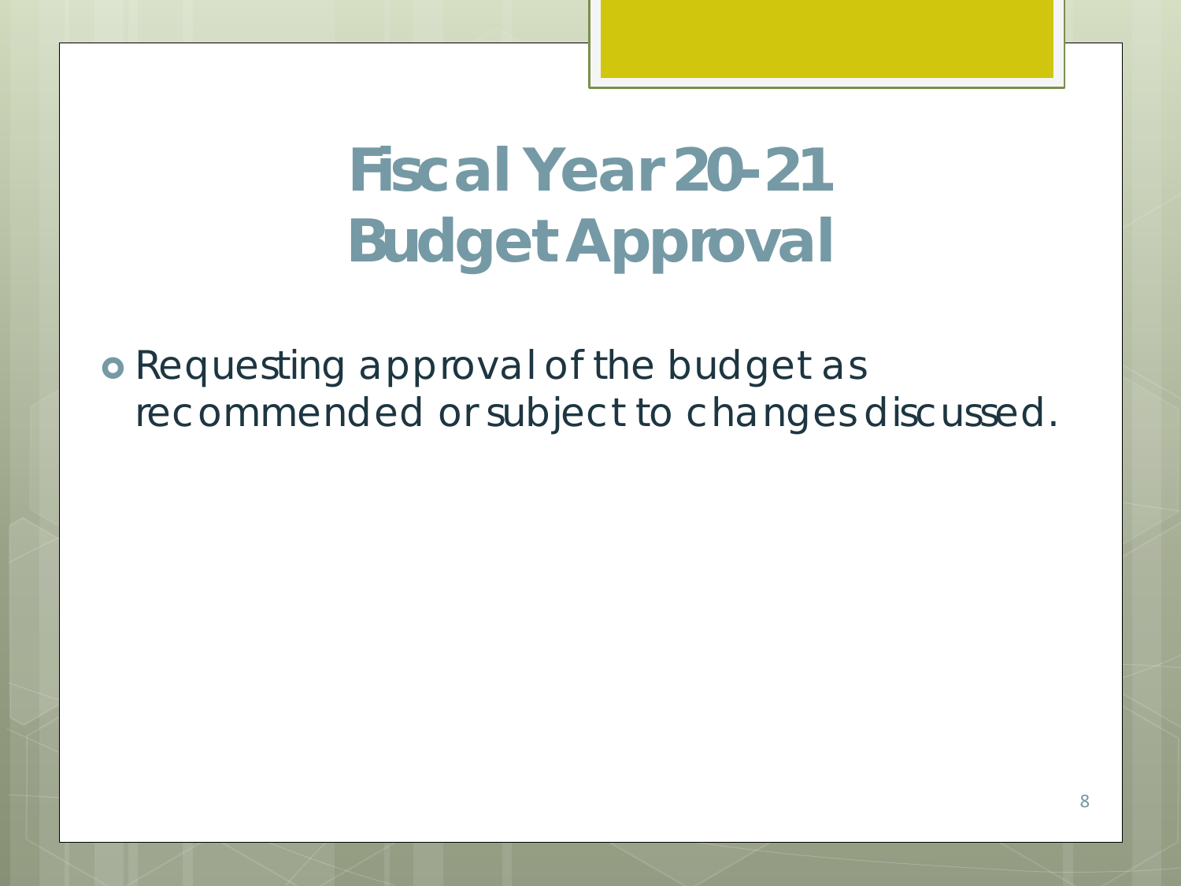# Fiscal Year 20-21 Budget Approval

- Requesting approval of the budget as recommended or subject to changes discussed.